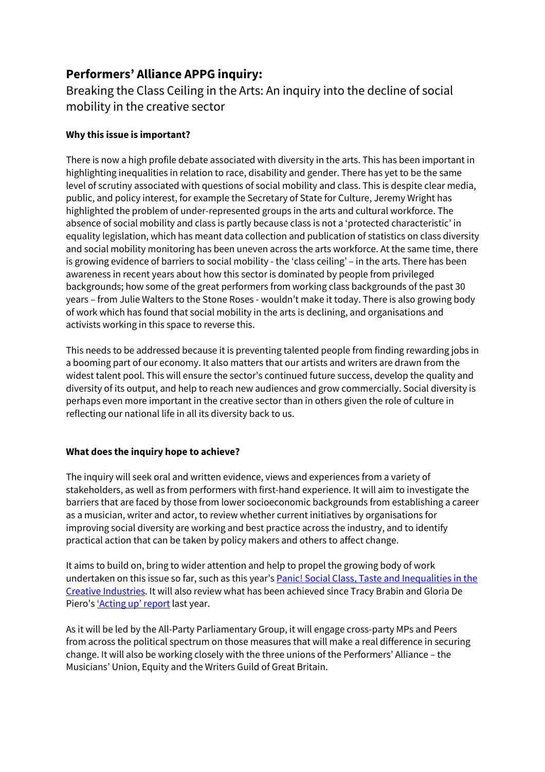# Performers' Alliance APPG inquiry:

Breaking the Class Ceiling in the Arts: An inquiry into the decline of social mobility in the creative sector

**Why this issue is important?**

There is now a high profile debate associated with diversity in the arts. This has been important in highlighting inequalities in relation to race, disability and gender. There has yet to be the same level of scrutiny associated with questions of social mobility and class. This is despite clear media, public, and policy interest, for example the Secretary of State for Culture, Jeremy Wright has highlighted the problem of under-represented groups in the arts and cultural workforce. The absence of social mobility and class is partly because class is not a 'protected characteristic' in equality legislation, which has meant data collection and publication of statistics on class diversity and social mobility monitoring has been uneven across the arts workforce. At the same time, there is growing evidence of barriers to social mobility - the 'class ceiling' – in the arts. There has been awareness in recent years about how this sector is dominated by people from privileged backgrounds; how some of the great performers from working class backgrounds of the past 30 years – from Julie Walters to the Stone Roses - wouldn't make it today. There is also growing body of work which has found that social mobility in the arts is declining, and organisations and activists working in this space to reverse this.

This needs to be addressed because it is preventing talented people from finding rewarding jobs in a booming part of our economy. It also matters that our artists and writers are drawn from the widest talent pool. This will ensure the sector's continued future success, develop the quality and diversity of its output, and help to reach new audiences and grow commercially. Social diversity is perhaps even more important in the creative sector than in others given the role of culture in reflecting our national life in all its diversity back to us.

**What does the inquiry hope to achieve?**

The inquiry will seek oral and written evidence, views and experiences from a variety of stakeholders, as well as from performers with first-hand experience. It will aim to investigate the barriers that are faced by those from lower socioeconomic backgrounds from establishing a career as a musician, writer and actor, to review whether current initiatives by organisations for improving social diversity are working and best practice across the industry, and to identify practical action that can be taken by policy makers and others to affect change.

It aims to build on, bring to wider attention and help to propel the growing body of work undertaken on this issue so far, such as this year's Panic! Social Class, Taste and Inequalities in the Creative Industries. It will also review what has been achieved since Tracy Brabin and Gloria De Piero's 'Acting up' report last year.

As it will be led by the All-Party Parliamentary Group, it will engage cross-party MPs and Peers from across the political spectrum on those measures that will make a real difference in securing change. It will also be working closely with the three unions of the Performers' Alliance – the Musicians' Union, Equity and the Writers Guild of Great Britain.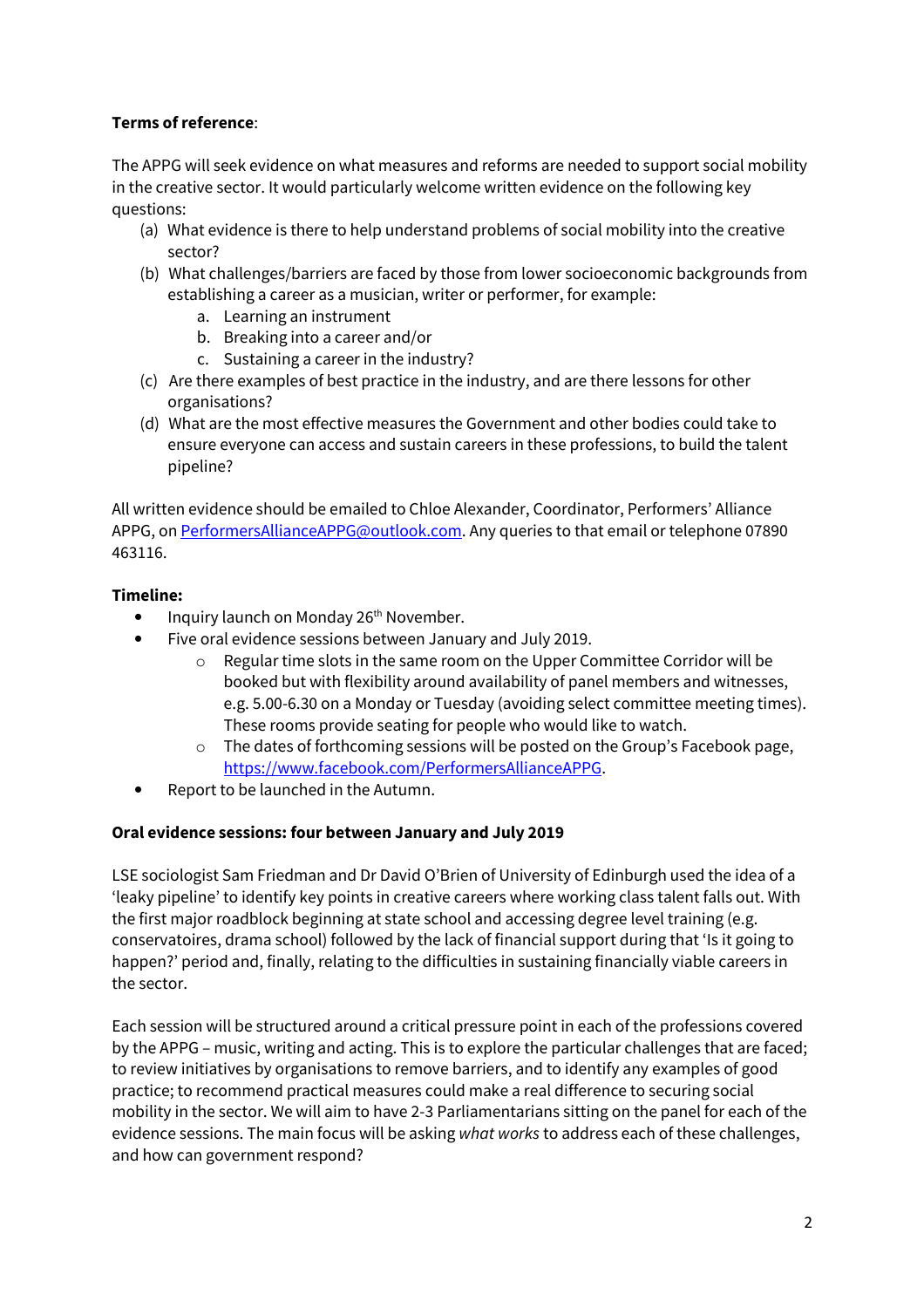**Terms of reference**:

The APPG will seek evidence on what measures and reforms are needed to support social mobility in the creative sector. It would particularly welcome written evidence on the following key questions:

(a) What evidence is there to help understand problems of social mobility into the creative sector?

(b) What challenges/barriers are faced by those from lower socioeconomic backgrounds from establishing a career as a musician, writer or performer, for example:

   a. Learning an instrument
   b. Breaking into a career and/or
   c. Sustaining a career in the industry?

(c) Are there examples of best practice in the industry, and are there lessons for other organisations?

(d) What are the most effective measures the Government and other bodies could take to ensure everyone can access and sustain careers in these professions, to build the talent pipeline?

All written evidence should be emailed to Chloe Alexander, Coordinator, Performers' Alliance APPG, on PerformersAllianceAPPG@outlook.com. Any queries to that email or telephone 07890 463116.

**Timeline:**

- Inquiry launch on Monday 26th November.
- Five oral evidence sessions between January and July 2019.
  - Regular time slots in the same room on the Upper Committee Corridor will be booked but with flexibility around availability of panel members and witnesses, e.g. 5.00-6.30 on a Monday or Tuesday (avoiding select committee meeting times). These rooms provide seating for people who would like to watch.
  - The dates of forthcoming sessions will be posted on the Group's Facebook page, https://www.facebook.com/PerformersAllianceAPPG.
- Report to be launched in the Autumn.

**Oral evidence sessions: four between January and July 2019**

LSE sociologist Sam Friedman and Dr David O'Brien of University of Edinburgh used the idea of a 'leaky pipeline' to identify key points in creative careers where working class talent falls out. With the first major roadblock beginning at state school and accessing degree level training (e.g. conservatoires, drama school) followed by the lack of financial support during that 'Is it going to happen?' period and, finally, relating to the difficulties in sustaining financially viable careers in the sector.

Each session will be structured around a critical pressure point in each of the professions covered by the APPG – music, writing and acting. This is to explore the particular challenges that are faced; to review initiatives by organisations to remove barriers, and to identify any examples of good practice; to recommend practical measures could make a real difference to securing social mobility in the sector. We will aim to have 2-3 Parliamentarians sitting on the panel for each of the evidence sessions. The main focus will be asking *what works* to address each of these challenges, and how can government respond?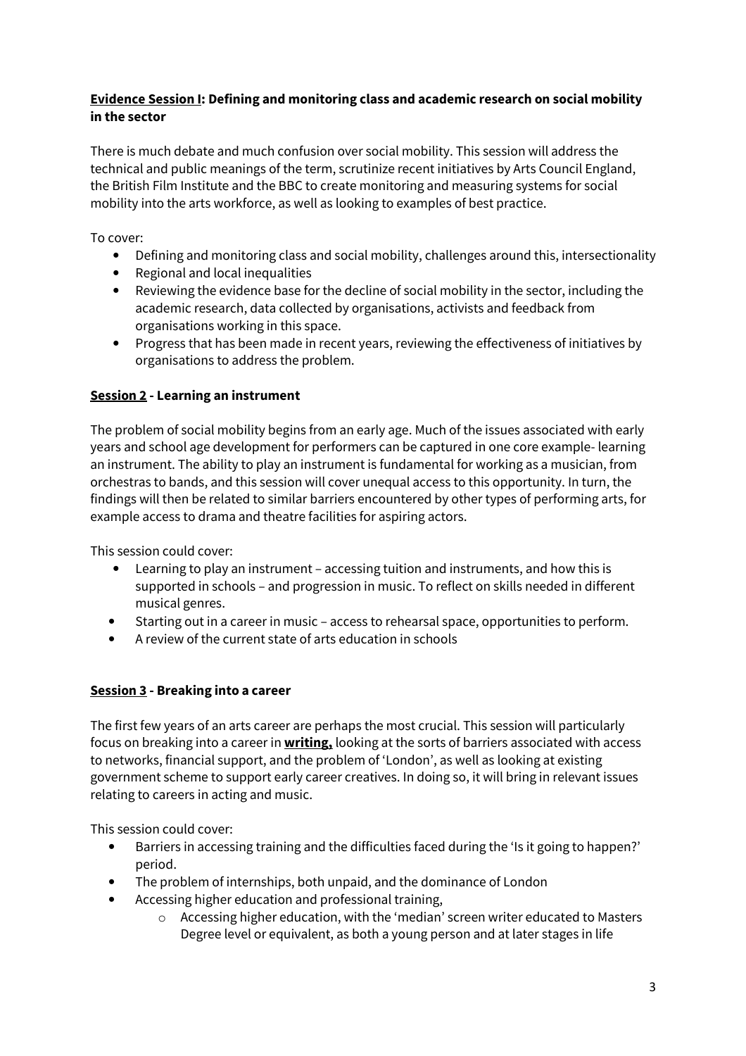**<u>Evidence Session I</u>: Defining and monitoring class and academic research on social mobility in the sector**

There is much debate and much confusion over social mobility. This session will address the technical and public meanings of the term, scrutinize recent initiatives by Arts Council England, the British Film Institute and the BBC to create monitoring and measuring systems for social mobility into the arts workforce, as well as looking to examples of best practice.

To cover:

- Defining and monitoring class and social mobility, challenges around this, intersectionality
- Regional and local inequalities
- Reviewing the evidence base for the decline of social mobility in the sector, including the academic research, data collected by organisations, activists and feedback from organisations working in this space.
- Progress that has been made in recent years, reviewing the effectiveness of initiatives by organisations to address the problem.

**<u>Session 2</u> - Learning an instrument**

The problem of social mobility begins from an early age. Much of the issues associated with early years and school age development for performers can be captured in one core example- learning an instrument. The ability to play an instrument is fundamental for working as a musician, from orchestras to bands, and this session will cover unequal access to this opportunity. In turn, the findings will then be related to similar barriers encountered by other types of performing arts, for example access to drama and theatre facilities for aspiring actors.

This session could cover:

- Learning to play an instrument – accessing tuition and instruments, and how this is supported in schools – and progression in music. To reflect on skills needed in different musical genres.
- Starting out in a career in music – access to rehearsal space, opportunities to perform.
- A review of the current state of arts education in schools

**<u>Session 3</u> - Breaking into a career**

The first few years of an arts career are perhaps the most crucial. This session will particularly focus on breaking into a career in **<u>writing,</u>** looking at the sorts of barriers associated with access to networks, financial support, and the problem of 'London', as well as looking at existing government scheme to support early career creatives. In doing so, it will bring in relevant issues relating to careers in acting and music.

This session could cover:

- Barriers in accessing training and the difficulties faced during the 'Is it going to happen?' period.
- The problem of internships, both unpaid, and the dominance of London
- Accessing higher education and professional training,
  - Accessing higher education, with the 'median' screen writer educated to Masters Degree level or equivalent, as both a young person and at later stages in life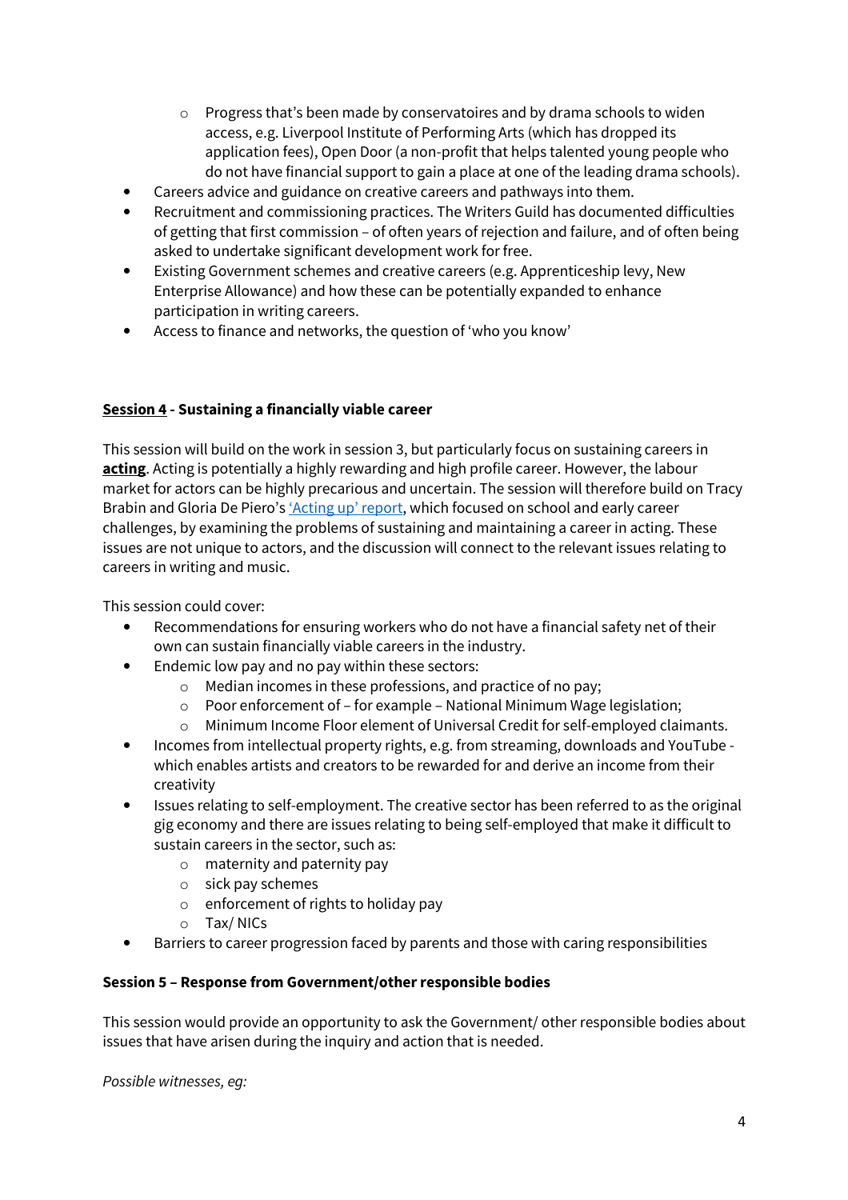- Progress that's been made by conservatoires and by drama schools to widen access, e.g. Liverpool Institute of Performing Arts (which has dropped its application fees), Open Door (a non-profit that helps talented young people who do not have financial support to gain a place at one of the leading drama schools).
- Careers advice and guidance on creative careers and pathways into them.
- Recruitment and commissioning practices. The Writers Guild has documented difficulties of getting that first commission – of often years of rejection and failure, and of often being asked to undertake significant development work for free.
- Existing Government schemes and creative careers (e.g. Apprenticeship levy, New Enterprise Allowance) and how these can be potentially expanded to enhance participation in writing careers.
- Access to finance and networks, the question of 'who you know'

**Session 4 - Sustaining a financially viable career**

This session will build on the work in session 3, but particularly focus on sustaining careers in **acting**. Acting is potentially a highly rewarding and high profile career. However, the labour market for actors can be highly precarious and uncertain. The session will therefore build on Tracy Brabin and Gloria De Piero's 'Acting up' report, which focused on school and early career challenges, by examining the problems of sustaining and maintaining a career in acting. These issues are not unique to actors, and the discussion will connect to the relevant issues relating to careers in writing and music.

This session could cover:

- Recommendations for ensuring workers who do not have a financial safety net of their own can sustain financially viable careers in the industry.
- Endemic low pay and no pay within these sectors:
    - Median incomes in these professions, and practice of no pay;
    - Poor enforcement of – for example – National Minimum Wage legislation;
    - Minimum Income Floor element of Universal Credit for self-employed claimants.
- Incomes from intellectual property rights, e.g. from streaming, downloads and YouTube - which enables artists and creators to be rewarded for and derive an income from their creativity
- Issues relating to self-employment. The creative sector has been referred to as the original gig economy and there are issues relating to being self-employed that make it difficult to sustain careers in the sector, such as:
    - maternity and paternity pay
    - sick pay schemes
    - enforcement of rights to holiday pay
    - Tax/ NICs
- Barriers to career progression faced by parents and those with caring responsibilities

**Session 5 – Response from Government/other responsible bodies**

This session would provide an opportunity to ask the Government/ other responsible bodies about issues that have arisen during the inquiry and action that is needed.

*Possible witnesses, eg:*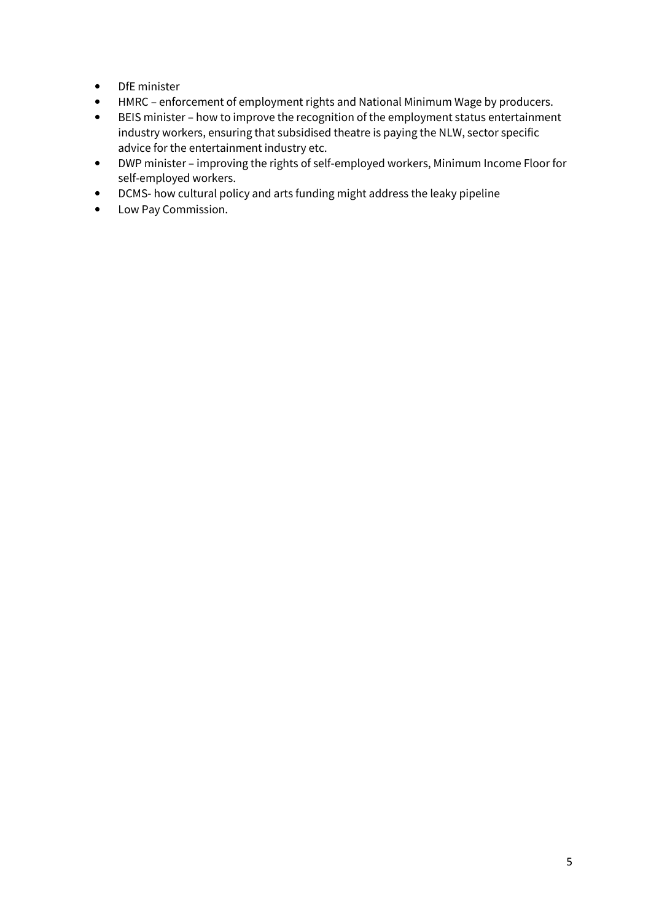- DfE minister
- HMRC – enforcement of employment rights and National Minimum Wage by producers.
- BEIS minister – how to improve the recognition of the employment status entertainment industry workers, ensuring that subsidised theatre is paying the NLW, sector specific advice for the entertainment industry etc.
- DWP minister – improving the rights of self-employed workers, Minimum Income Floor for self-employed workers.
- DCMS- how cultural policy and arts funding might address the leaky pipeline
- Low Pay Commission.